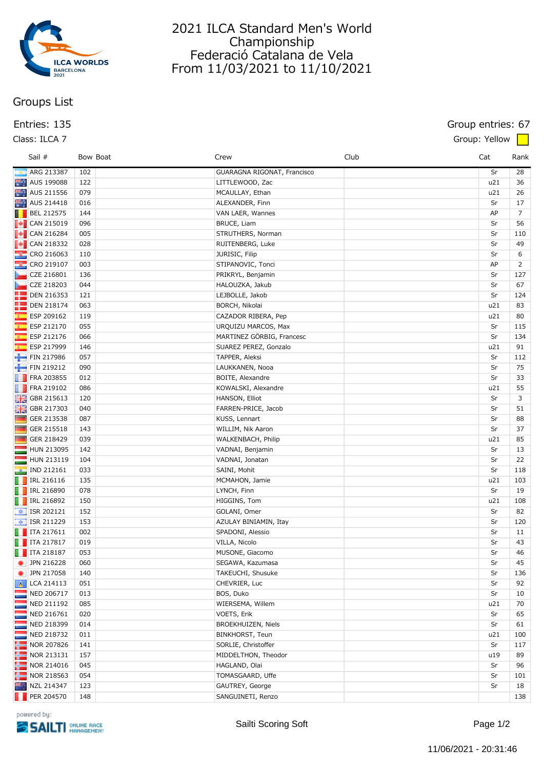# 2021 ILCA Standard Men's World Championship
## Federació Catalana de Vela
## From 11/03/2021 to 11/10/2021

## Groups List

Entries: 135

Group entries: 67

Class: ILCA 7

Group: Yellow

| Sail # | Bow | Boat | Crew | Club | Cat | Rank |
|---|---|---|---|---|---|---|
| ARG 213387 | 102 | | GUARAGNA RIGONAT, Francisco | | Sr | 28 |
| AUS 199088 | 122 | | LITTLEWOOD, Zac | | u21 | 36 |
| AUS 211556 | 079 | | MCAULLAY, Ethan | | u21 | 26 |
| AUS 214418 | 016 | | ALEXANDER, Finn | | Sr | 17 |
| BEL 212575 | 144 | | VAN LAER, Wannes | | AP | 7 |
| CAN 215019 | 096 | | BRUCE, Liam | | Sr | 56 |
| CAN 216284 | 005 | | STRUTHERS, Norman | | Sr | 110 |
| CAN 218332 | 028 | | RUITENBERG, Luke | | Sr | 49 |
| CRO 216063 | 110 | | JURISIC, Filip | | Sr | 6 |
| CRO 219107 | 003 | | STIPANOVIC, Tonci | | AP | 2 |
| CZE 216801 | 136 | | PRIKRYL, Benjamin | | Sr | 127 |
| CZE 218203 | 044 | | HALOUZKA, Jakub | | Sr | 67 |
| DEN 216353 | 121 | | LEJBOLLE, Jakob | | Sr | 124 |
| DEN 218174 | 063 | | BORCH, Nikolai | | u21 | 83 |
| ESP 209162 | 119 | | CAZADOR RIBERA, Pep | | u21 | 80 |
| ESP 212170 | 055 | | URQUIZU MARCOS, Max | | Sr | 115 |
| ESP 212176 | 066 | | MARTINEZ GÖRBIG, Francesc | | Sr | 134 |
| ESP 217999 | 146 | | SUAREZ PEREZ, Gonzalo | | u21 | 91 |
| FIN 217986 | 057 | | TAPPER, Aleksi | | Sr | 112 |
| FIN 219212 | 090 | | LAUKKANEN, Nooa | | Sr | 75 |
| FRA 203855 | 012 | | BOITE, Alexandre | | Sr | 33 |
| FRA 219102 | 086 | | KOWALSKI, Alexandre | | u21 | 55 |
| GBR 215613 | 120 | | HANSON, Elliot | | Sr | 3 |
| GBR 217303 | 040 | | FARREN-PRICE, Jacob | | Sr | 51 |
| GER 213538 | 087 | | KUSS, Lennart | | Sr | 88 |
| GER 215518 | 143 | | WILLIM, Nik Aaron | | Sr | 37 |
| GER 218429 | 039 | | WALKENBACH, Philip | | u21 | 85 |
| HUN 213095 | 142 | | VADNAI, Benjamin | | Sr | 13 |
| HUN 213119 | 104 | | VADNAI, Jonatan | | Sr | 22 |
| IND 212161 | 033 | | SAINI, Mohit | | Sr | 118 |
| IRL 216116 | 135 | | MCMAHON, Jamie | | u21 | 103 |
| IRL 216890 | 078 | | LYNCH, Finn | | Sr | 19 |
| IRL 216892 | 150 | | HIGGINS, Tom | | u21 | 108 |
| ISR 202121 | 152 | | GOLANI, Omer | | Sr | 82 |
| ISR 211229 | 153 | | AZULAY BINIAMIN, Itay | | Sr | 120 |
| ITA 217611 | 002 | | SPADONI, Alessio | | Sr | 11 |
| ITA 217817 | 019 | | VILLA, Nicolo | | Sr | 43 |
| ITA 218187 | 053 | | MUSONE, Giacomo | | Sr | 46 |
| JPN 216228 | 060 | | SEGAWA, Kazumasa | | Sr | 45 |
| JPN 217058 | 140 | | TAKEUCHI, Shusuke | | Sr | 136 |
| LCA 214113 | 051 | | CHEVRIER, Luc | | Sr | 92 |
| NED 206717 | 013 | | BOS, Duko | | Sr | 10 |
| NED 211192 | 085 | | WIERSEMA, Willem | | u21 | 70 |
| NED 216761 | 020 | | VOETS, Erik | | Sr | 65 |
| NED 218399 | 014 | | BROEKHUIZEN, Niels | | Sr | 61 |
| NED 218732 | 011 | | BINKHORST, Teun | | u21 | 100 |
| NOR 207826 | 141 | | SORLIE, Christoffer | | Sr | 117 |
| NOR 213131 | 157 | | MIDDELTHON, Theodor | | u19 | 89 |
| NOR 214016 | 045 | | HAGLAND, Olai | | Sr | 96 |
| NOR 218563 | 054 | | TOMASGAARD, Uffe | | Sr | 101 |
| NZL 214347 | 123 | | GAUTREY, George | | Sr | 18 |
| PER 204570 | 148 | | SANGUINETI, Renzo | | | 138 |

Sailti Scoring Soft

11/06/2021 - 20:31:46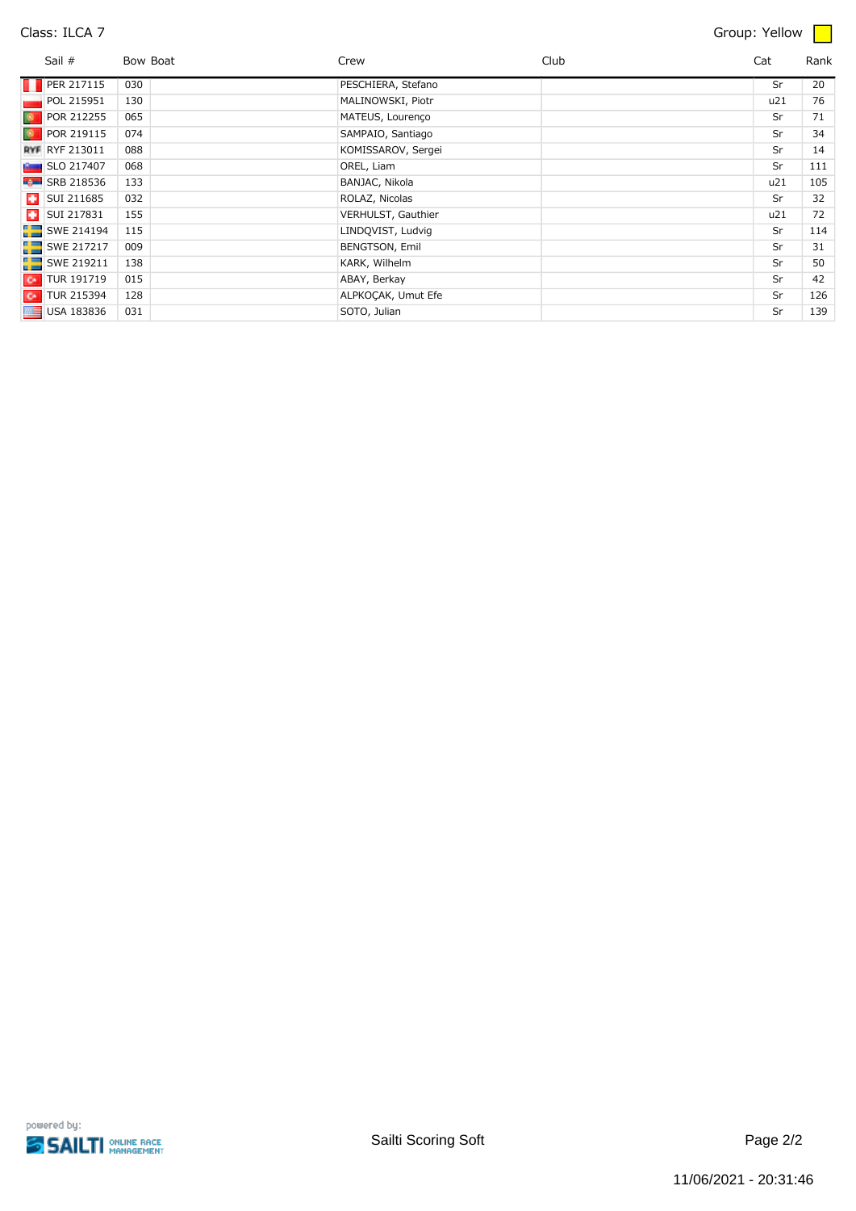Class: ILCA 7

Group: Yellow

| Sail # | Bow | Boat | Crew | Club | Cat | Rank |
|---|---|---|---|---|---|---|
| PER 217115 | 030 | | PESCHIERA, Stefano | | Sr | 20 |
| POL 215951 | 130 | | MALINOWSKI, Piotr | | u21 | 76 |
| POR 212255 | 065 | | MATEUS, Lourenço | | Sr | 71 |
| POR 219115 | 074 | | SAMPAIO, Santiago | | Sr | 34 |
| RYF 213011 | 088 | | KOMISSAROV, Sergei | | Sr | 14 |
| SLO 217407 | 068 | | OREL, Liam | | Sr | 111 |
| SRB 218536 | 133 | | BANJAC, Nikola | | u21 | 105 |
| SUI 211685 | 032 | | ROLAZ, Nicolas | | Sr | 32 |
| SUI 217831 | 155 | | VERHULST, Gauthier | | u21 | 72 |
| SWE 214194 | 115 | | LINDQVIST, Ludvig | | Sr | 114 |
| SWE 217217 | 009 | | BENGTSON, Emil | | Sr | 31 |
| SWE 219211 | 138 | | KARK, Wilhelm | | Sr | 50 |
| TUR 191719 | 015 | | ABAY, Berkay | | Sr | 42 |
| TUR 215394 | 128 | | ALPKOÇAK, Umut Efe | | Sr | 126 |
| USA 183836 | 031 | | SOTO, Julian | | Sr | 139 |

powered by: SAILTI ONLINE RACE MANAGEMENT

Sailti Scoring Soft

11/06/2021 - 20:31:46